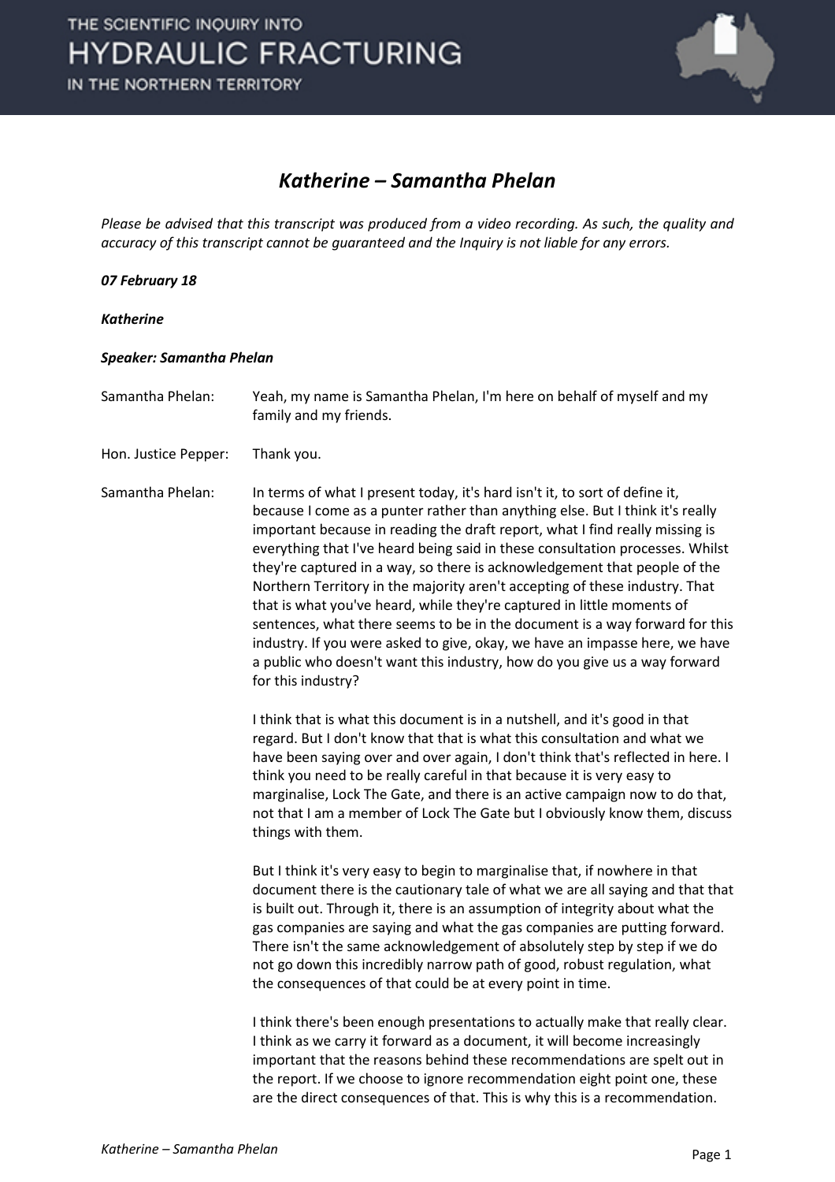# *Katherine – Samantha Phelan*

*Please be advised that this transcript was produced from a video recording. As such, the quality and accuracy of this transcript cannot be guaranteed and the Inquiry is not liable for any errors.*

***07 February 18***

***Katherine***

***Speaker: Samantha Phelan***

Samantha Phelan: Yeah, my name is Samantha Phelan, I'm here on behalf of myself and my family and my friends.

Hon. Justice Pepper: Thank you.

Samantha Phelan: In terms of what I present today, it's hard isn't it, to sort of define it, because I come as a punter rather than anything else. But I think it's really important because in reading the draft report, what I find really missing is everything that I've heard being said in these consultation processes. Whilst they're captured in a way, so there is acknowledgement that people of the Northern Territory in the majority aren't accepting of these industry. That that is what you've heard, while they're captured in little moments of sentences, what there seems to be in the document is a way forward for this industry. If you were asked to give, okay, we have an impasse here, we have a public who doesn't want this industry, how do you give us a way forward for this industry?

I think that is what this document is in a nutshell, and it's good in that regard. But I don't know that that is what this consultation and what we have been saying over and over again, I don't think that's reflected in here. I think you need to be really careful in that because it is very easy to marginalise, Lock The Gate, and there is an active campaign now to do that, not that I am a member of Lock The Gate but I obviously know them, discuss things with them.

But I think it's very easy to begin to marginalise that, if nowhere in that document there is the cautionary tale of what we are all saying and that that is built out. Through it, there is an assumption of integrity about what the gas companies are saying and what the gas companies are putting forward. There isn't the same acknowledgement of absolutely step by step if we do not go down this incredibly narrow path of good, robust regulation, what the consequences of that could be at every point in time.

I think there's been enough presentations to actually make that really clear. I think as we carry it forward as a document, it will become increasingly important that the reasons behind these recommendations are spelt out in the report. If we choose to ignore recommendation eight point one, these are the direct consequences of that. This is why this is a recommendation.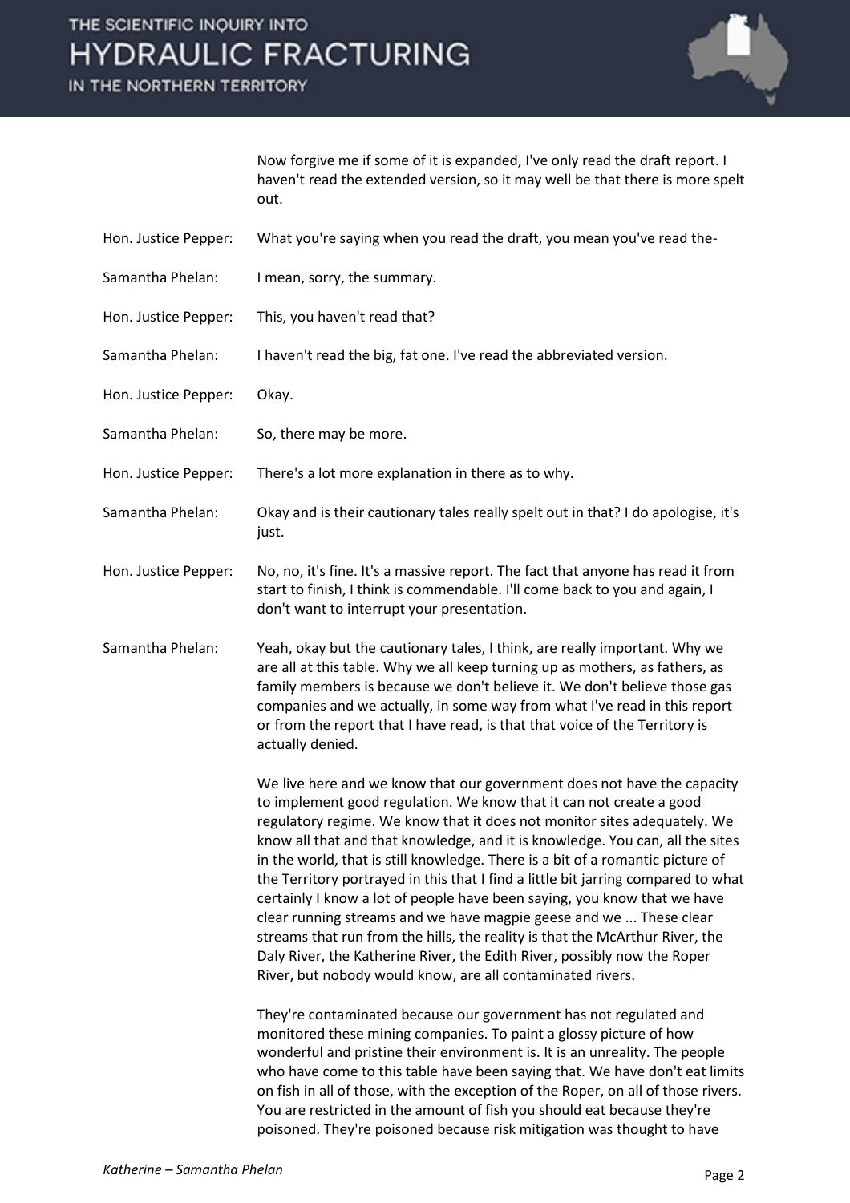Now forgive me if some of it is expanded, I've only read the draft report. I haven't read the extended version, so it may well be that there is more spelt out.

**Hon. Justice Pepper:** What you're saying when you read the draft, you mean you've read the-

**Samantha Phelan:** I mean, sorry, the summary.

**Hon. Justice Pepper:** This, you haven't read that?

**Samantha Phelan:** I haven't read the big, fat one. I've read the abbreviated version.

**Hon. Justice Pepper:** Okay.

**Samantha Phelan:** So, there may be more.

**Hon. Justice Pepper:** There's a lot more explanation in there as to why.

**Samantha Phelan:** Okay and is their cautionary tales really spelt out in that? I do apologise, it's just.

**Hon. Justice Pepper:** No, no, it's fine. It's a massive report. The fact that anyone has read it from start to finish, I think is commendable. I'll come back to you and again, I don't want to interrupt your presentation.

**Samantha Phelan:** Yeah, okay but the cautionary tales, I think, are really important. Why we are all at this table. Why we all keep turning up as mothers, as fathers, as family members is because we don't believe it. We don't believe those gas companies and we actually, in some way from what I've read in this report or from the report that I have read, is that that voice of the Territory is actually denied.

We live here and we know that our government does not have the capacity to implement good regulation. We know that it can not create a good regulatory regime. We know that it does not monitor sites adequately. We know all that and that knowledge, and it is knowledge. You can, all the sites in the world, that is still knowledge. There is a bit of a romantic picture of the Territory portrayed in this that I find a little bit jarring compared to what certainly I know a lot of people have been saying, you know that we have clear running streams and we have magpie geese and we ... These clear streams that run from the hills, the reality is that the McArthur River, the Daly River, the Katherine River, the Edith River, possibly now the Roper River, but nobody would know, are all contaminated rivers.

They're contaminated because our government has not regulated and monitored these mining companies. To paint a glossy picture of how wonderful and pristine their environment is. It is an unreality. The people who have come to this table have been saying that. We have don't eat limits on fish in all of those, with the exception of the Roper, on all of those rivers. You are restricted in the amount of fish you should eat because they're poisoned. They're poisoned because risk mitigation was thought to have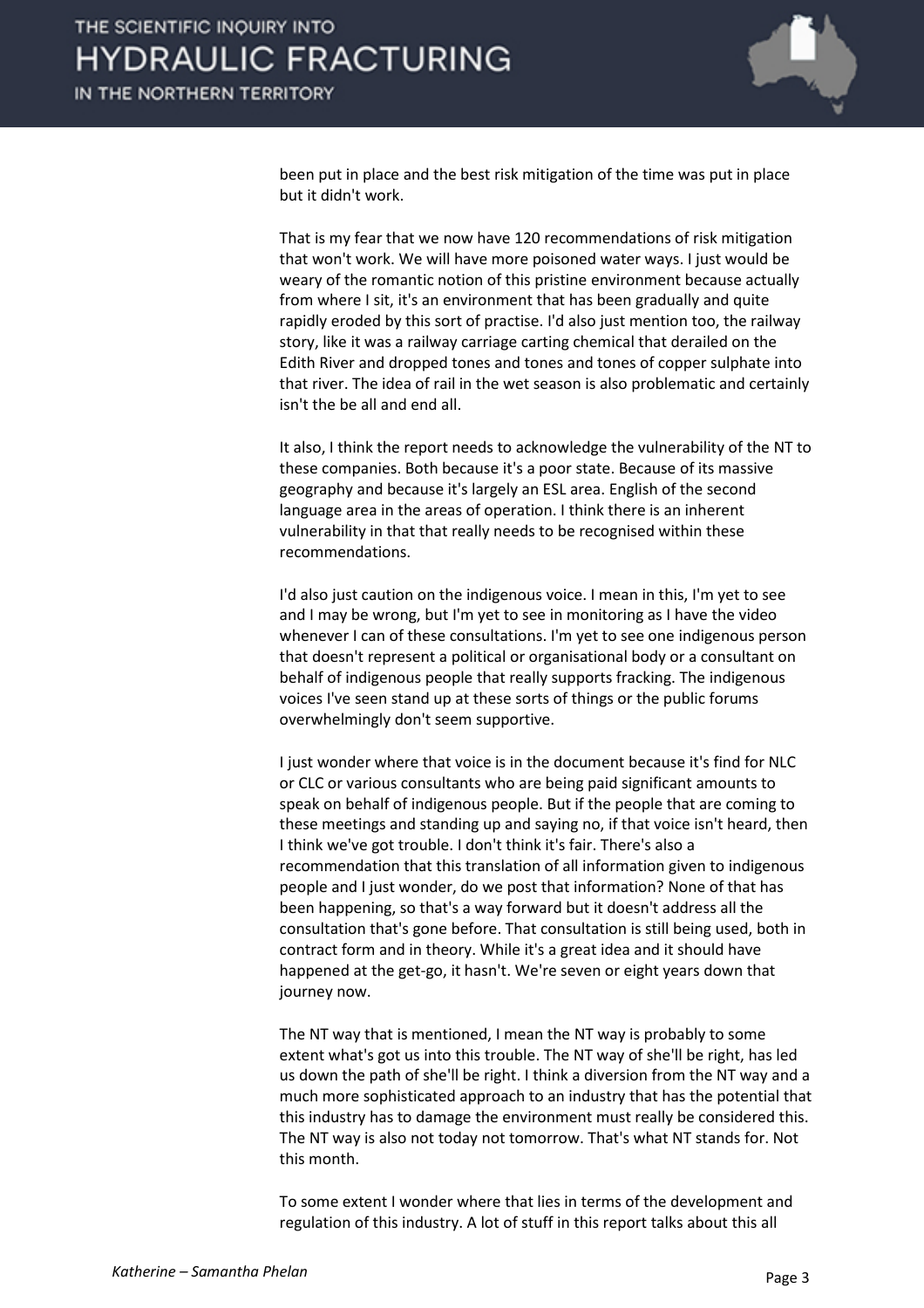been put in place and the best risk mitigation of the time was put in place but it didn't work.

That is my fear that we now have 120 recommendations of risk mitigation that won't work. We will have more poisoned water ways. I just would be weary of the romantic notion of this pristine environment because actually from where I sit, it's an environment that has been gradually and quite rapidly eroded by this sort of practise. I'd also just mention too, the railway story, like it was a railway carriage carting chemical that derailed on the Edith River and dropped tones and tones and tones of copper sulphate into that river. The idea of rail in the wet season is also problematic and certainly isn't the be all and end all.

It also, I think the report needs to acknowledge the vulnerability of the NT to these companies. Both because it's a poor state. Because of its massive geography and because it's largely an ESL area. English of the second language area in the areas of operation. I think there is an inherent vulnerability in that that really needs to be recognised within these recommendations.

I'd also just caution on the indigenous voice. I mean in this, I'm yet to see and I may be wrong, but I'm yet to see in monitoring as I have the video whenever I can of these consultations. I'm yet to see one indigenous person that doesn't represent a political or organisational body or a consultant on behalf of indigenous people that really supports fracking. The indigenous voices I've seen stand up at these sorts of things or the public forums overwhelmingly don't seem supportive.

I just wonder where that voice is in the document because it's find for NLC or CLC or various consultants who are being paid significant amounts to speak on behalf of indigenous people. But if the people that are coming to these meetings and standing up and saying no, if that voice isn't heard, then I think we've got trouble. I don't think it's fair. There's also a recommendation that this translation of all information given to indigenous people and I just wonder, do we post that information? None of that has been happening, so that's a way forward but it doesn't address all the consultation that's gone before. That consultation is still being used, both in contract form and in theory. While it's a great idea and it should have happened at the get-go, it hasn't. We're seven or eight years down that journey now.

The NT way that is mentioned, I mean the NT way is probably to some extent what's got us into this trouble. The NT way of she'll be right, has led us down the path of she'll be right. I think a diversion from the NT way and a much more sophisticated approach to an industry that has the potential that this industry has to damage the environment must really be considered this. The NT way is also not today not tomorrow. That's what NT stands for. Not this month.

To some extent I wonder where that lies in terms of the development and regulation of this industry. A lot of stuff in this report talks about this all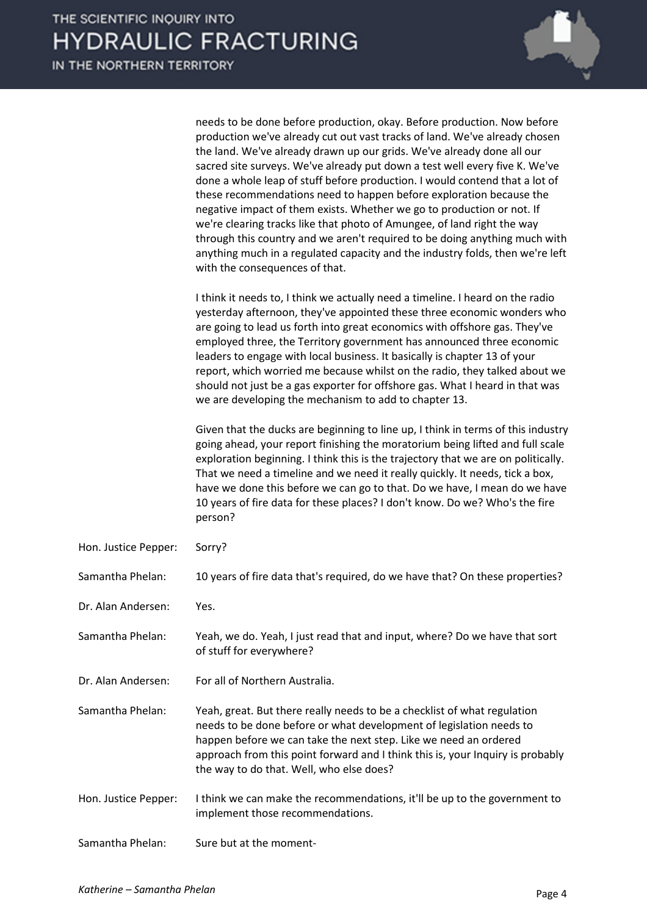needs to be done before production, okay. Before production. Now before production we've already cut out vast tracks of land. We've already chosen the land. We've already drawn up our grids. We've already done all our sacred site surveys. We've already put down a test well every five K. We've done a whole leap of stuff before production. I would contend that a lot of these recommendations need to happen before exploration because the negative impact of them exists. Whether we go to production or not. If we're clearing tracks like that photo of Amungee, of land right the way through this country and we aren't required to be doing anything much with anything much in a regulated capacity and the industry folds, then we're left with the consequences of that.

I think it needs to, I think we actually need a timeline. I heard on the radio yesterday afternoon, they've appointed these three economic wonders who are going to lead us forth into great economics with offshore gas. They've employed three, the Territory government has announced three economic leaders to engage with local business. It basically is chapter 13 of your report, which worried me because whilst on the radio, they talked about we should not just be a gas exporter for offshore gas. What I heard in that was we are developing the mechanism to add to chapter 13.

Given that the ducks are beginning to line up, I think in terms of this industry going ahead, your report finishing the moratorium being lifted and full scale exploration beginning. I think this is the trajectory that we are on politically. That we need a timeline and we need it really quickly. It needs, tick a box, have we done this before we can go to that. Do we have, I mean do we have 10 years of fire data for these places? I don't know. Do we? Who's the fire person?

Hon. Justice Pepper: Sorry?

Samantha Phelan: 10 years of fire data that's required, do we have that? On these properties?

Dr. Alan Andersen: Yes.

Samantha Phelan: Yeah, we do. Yeah, I just read that and input, where? Do we have that sort of stuff for everywhere?

Dr. Alan Andersen: For all of Northern Australia.

Samantha Phelan: Yeah, great. But there really needs to be a checklist of what regulation needs to be done before or what development of legislation needs to happen before we can take the next step. Like we need an ordered approach from this point forward and I think this is, your Inquiry is probably the way to do that. Well, who else does?

Hon. Justice Pepper: I think we can make the recommendations, it'll be up to the government to implement those recommendations.

Samantha Phelan: Sure but at the moment-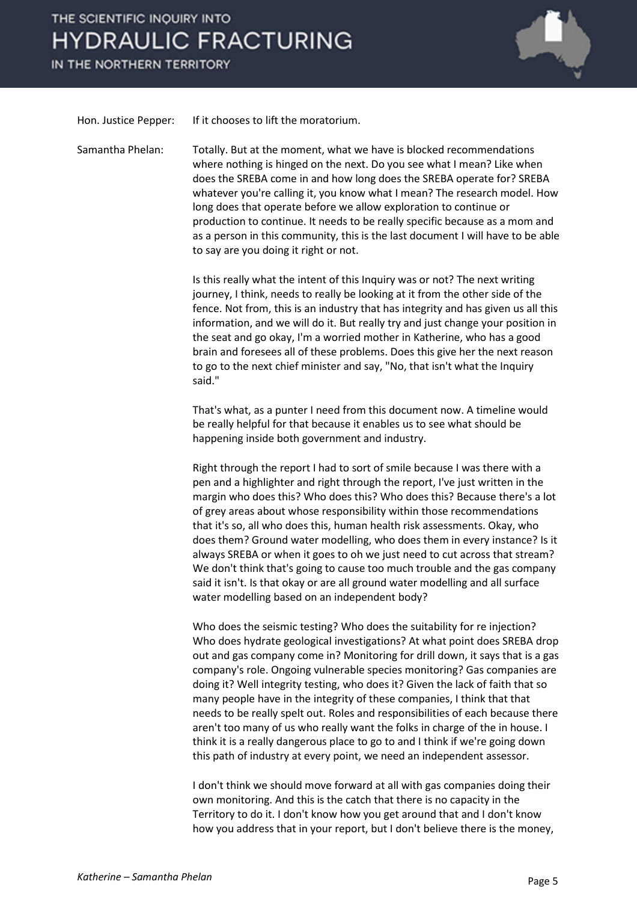Hon. Justice Pepper: If it chooses to lift the moratorium.

Samantha Phelan: Totally. But at the moment, what we have is blocked recommendations where nothing is hinged on the next. Do you see what I mean? Like when does the SREBA come in and how long does the SREBA operate for? SREBA whatever you're calling it, you know what I mean? The research model. How long does that operate before we allow exploration to continue or production to continue. It needs to be really specific because as a mom and as a person in this community, this is the last document I will have to be able to say are you doing it right or not.

Is this really what the intent of this Inquiry was or not? The next writing journey, I think, needs to really be looking at it from the other side of the fence. Not from, this is an industry that has integrity and has given us all this information, and we will do it. But really try and just change your position in the seat and go okay, I'm a worried mother in Katherine, who has a good brain and foresees all of these problems. Does this give her the next reason to go to the next chief minister and say, "No, that isn't what the Inquiry said."

That's what, as a punter I need from this document now. A timeline would be really helpful for that because it enables us to see what should be happening inside both government and industry.

Right through the report I had to sort of smile because I was there with a pen and a highlighter and right through the report, I've just written in the margin who does this? Who does this? Who does this? Because there's a lot of grey areas about whose responsibility within those recommendations that it's so, all who does this, human health risk assessments. Okay, who does them? Ground water modelling, who does them in every instance? Is it always SREBA or when it goes to oh we just need to cut across that stream? We don't think that's going to cause too much trouble and the gas company said it isn't. Is that okay or are all ground water modelling and all surface water modelling based on an independent body?

Who does the seismic testing? Who does the suitability for re injection? Who does hydrate geological investigations? At what point does SREBA drop out and gas company come in? Monitoring for drill down, it says that is a gas company's role. Ongoing vulnerable species monitoring? Gas companies are doing it? Well integrity testing, who does it? Given the lack of faith that so many people have in the integrity of these companies, I think that that needs to be really spelt out. Roles and responsibilities of each because there aren't too many of us who really want the folks in charge of the in house. I think it is a really dangerous place to go to and I think if we're going down this path of industry at every point, we need an independent assessor.

I don't think we should move forward at all with gas companies doing their own monitoring. And this is the catch that there is no capacity in the Territory to do it. I don't know how you get around that and I don't know how you address that in your report, but I don't believe there is the money,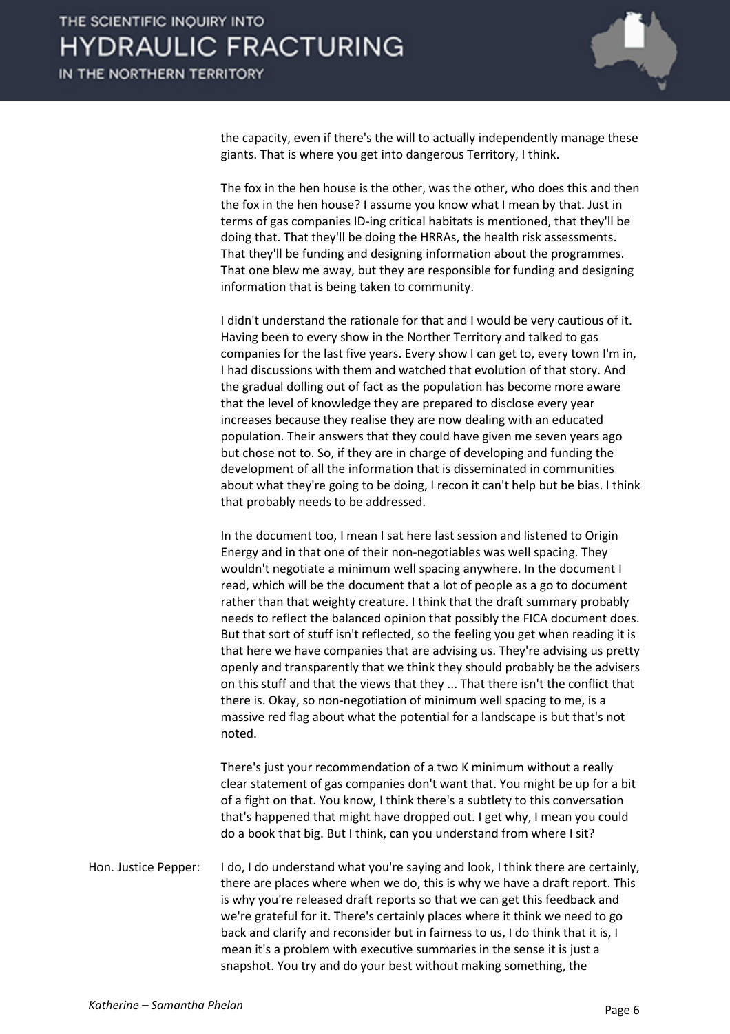the capacity, even if there's the will to actually independently manage these giants. That is where you get into dangerous Territory, I think.

The fox in the hen house is the other, was the other, who does this and then the fox in the hen house? I assume you know what I mean by that. Just in terms of gas companies ID-ing critical habitats is mentioned, that they'll be doing that. That they'll be doing the HRRAs, the health risk assessments. That they'll be funding and designing information about the programmes. That one blew me away, but they are responsible for funding and designing information that is being taken to community.

I didn't understand the rationale for that and I would be very cautious of it. Having been to every show in the Norther Territory and talked to gas companies for the last five years. Every show I can get to, every town I'm in, I had discussions with them and watched that evolution of that story. And the gradual dolling out of fact as the population has become more aware that the level of knowledge they are prepared to disclose every year increases because they realise they are now dealing with an educated population. Their answers that they could have given me seven years ago but chose not to. So, if they are in charge of developing and funding the development of all the information that is disseminated in communities about what they're going to be doing, I recon it can't help but be bias. I think that probably needs to be addressed.

In the document too, I mean I sat here last session and listened to Origin Energy and in that one of their non-negotiables was well spacing. They wouldn't negotiate a minimum well spacing anywhere. In the document I read, which will be the document that a lot of people as a go to document rather than that weighty creature. I think that the draft summary probably needs to reflect the balanced opinion that possibly the FICA document does. But that sort of stuff isn't reflected, so the feeling you get when reading it is that here we have companies that are advising us. They're advising us pretty openly and transparently that we think they should probably be the advisers on this stuff and that the views that they ... That there isn't the conflict that there is. Okay, so non-negotiation of minimum well spacing to me, is a massive red flag about what the potential for a landscape is but that's not noted.

There's just your recommendation of a two K minimum without a really clear statement of gas companies don't want that. You might be up for a bit of a fight on that. You know, I think there's a subtlety to this conversation that's happened that might have dropped out. I get why, I mean you could do a book that big. But I think, can you understand from where I sit?

Hon. Justice Pepper: I do, I do understand what you're saying and look, I think there are certainly, there are places where when we do, this is why we have a draft report. This is why you're released draft reports so that we can get this feedback and we're grateful for it. There's certainly places where it think we need to go back and clarify and reconsider but in fairness to us, I do think that it is, I mean it's a problem with executive summaries in the sense it is just a snapshot. You try and do your best without making something, the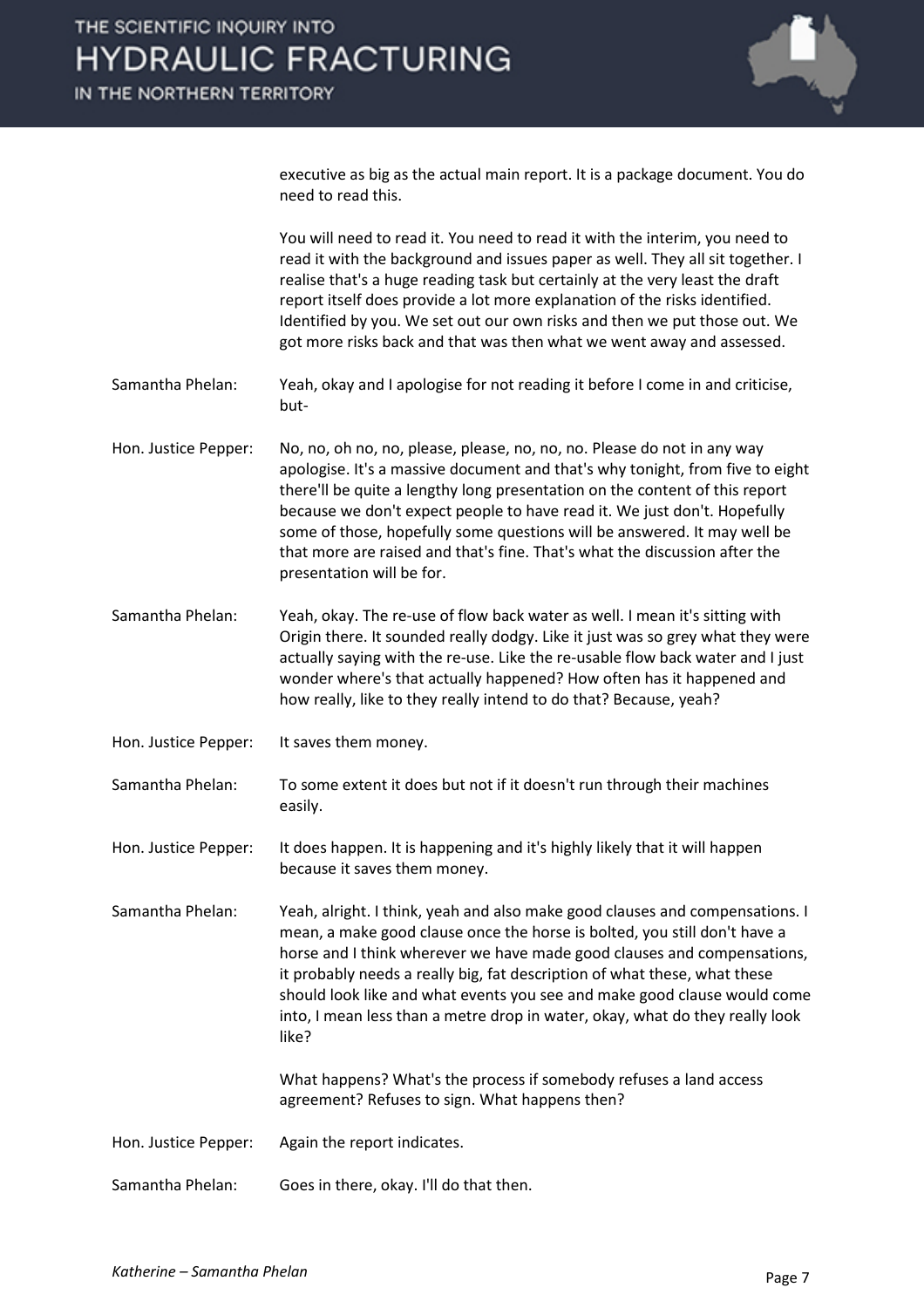executive as big as the actual main report. It is a package document. You do need to read this.

You will need to read it. You need to read it with the interim, you need to read it with the background and issues paper as well. They all sit together. I realise that's a huge reading task but certainly at the very least the draft report itself does provide a lot more explanation of the risks identified. Identified by you. We set out our own risks and then we put those out. We got more risks back and that was then what we went away and assessed.

Samantha Phelan: Yeah, okay and I apologise for not reading it before I come in and criticise, but-

Hon. Justice Pepper: No, no, oh no, no, please, please, no, no, no. Please do not in any way apologise. It's a massive document and that's why tonight, from five to eight there'll be quite a lengthy long presentation on the content of this report because we don't expect people to have read it. We just don't. Hopefully some of those, hopefully some questions will be answered. It may well be that more are raised and that's fine. That's what the discussion after the presentation will be for.

Samantha Phelan: Yeah, okay. The re-use of flow back water as well. I mean it's sitting with Origin there. It sounded really dodgy. Like it just was so grey what they were actually saying with the re-use. Like the re-usable flow back water and I just wonder where's that actually happened? How often has it happened and how really, like to they really intend to do that? Because, yeah?

Hon. Justice Pepper: It saves them money.

Samantha Phelan: To some extent it does but not if it doesn't run through their machines easily.

Hon. Justice Pepper: It does happen. It is happening and it's highly likely that it will happen because it saves them money.

Samantha Phelan: Yeah, alright. I think, yeah and also make good clauses and compensations. I mean, a make good clause once the horse is bolted, you still don't have a horse and I think wherever we have made good clauses and compensations, it probably needs a really big, fat description of what these, what these should look like and what events you see and make good clause would come into, I mean less than a metre drop in water, okay, what do they really look like?

What happens? What's the process if somebody refuses a land access agreement? Refuses to sign. What happens then?

Hon. Justice Pepper: Again the report indicates.

Samantha Phelan: Goes in there, okay. I'll do that then.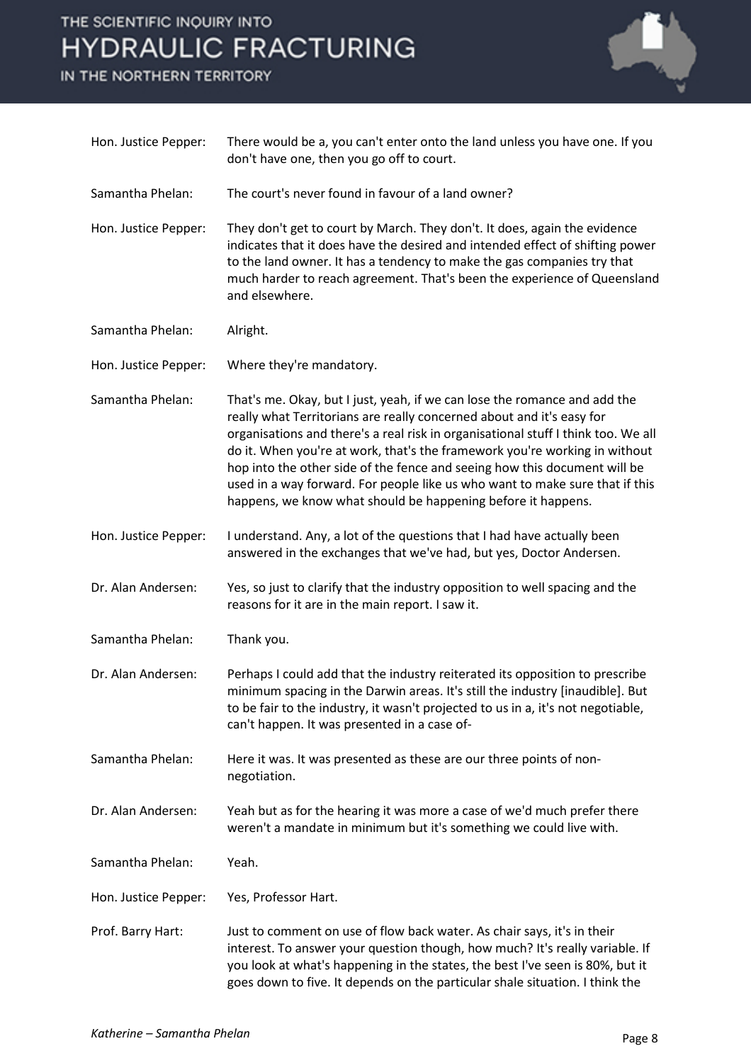Hon. Justice Pepper: There would be a, you can't enter onto the land unless you have one. If you don't have one, then you go off to court.

Samantha Phelan: The court's never found in favour of a land owner?

Hon. Justice Pepper: They don't get to court by March. They don't. It does, again the evidence indicates that it does have the desired and intended effect of shifting power to the land owner. It has a tendency to make the gas companies try that much harder to reach agreement. That's been the experience of Queensland and elsewhere.

Samantha Phelan: Alright.

Hon. Justice Pepper: Where they're mandatory.

Samantha Phelan: That's me. Okay, but I just, yeah, if we can lose the romance and add the really what Territorians are really concerned about and it's easy for organisations and there's a real risk in organisational stuff I think too. We all do it. When you're at work, that's the framework you're working in without hop into the other side of the fence and seeing how this document will be used in a way forward. For people like us who want to make sure that if this happens, we know what should be happening before it happens.

Hon. Justice Pepper: I understand. Any, a lot of the questions that I had have actually been answered in the exchanges that we've had, but yes, Doctor Andersen.

Dr. Alan Andersen: Yes, so just to clarify that the industry opposition to well spacing and the reasons for it are in the main report. I saw it.

Samantha Phelan: Thank you.

Dr. Alan Andersen: Perhaps I could add that the industry reiterated its opposition to prescribe minimum spacing in the Darwin areas. It's still the industry [inaudible]. But to be fair to the industry, it wasn't projected to us in a, it's not negotiable, can't happen. It was presented in a case of-

Samantha Phelan: Here it was. It was presented as these are our three points of non-negotiation.

Dr. Alan Andersen: Yeah but as for the hearing it was more a case of we'd much prefer there weren't a mandate in minimum but it's something we could live with.

Samantha Phelan: Yeah.

Hon. Justice Pepper: Yes, Professor Hart.

Prof. Barry Hart: Just to comment on use of flow back water. As chair says, it's in their interest. To answer your question though, how much? It's really variable. If you look at what's happening in the states, the best I've seen is 80%, but it goes down to five. It depends on the particular shale situation. I think the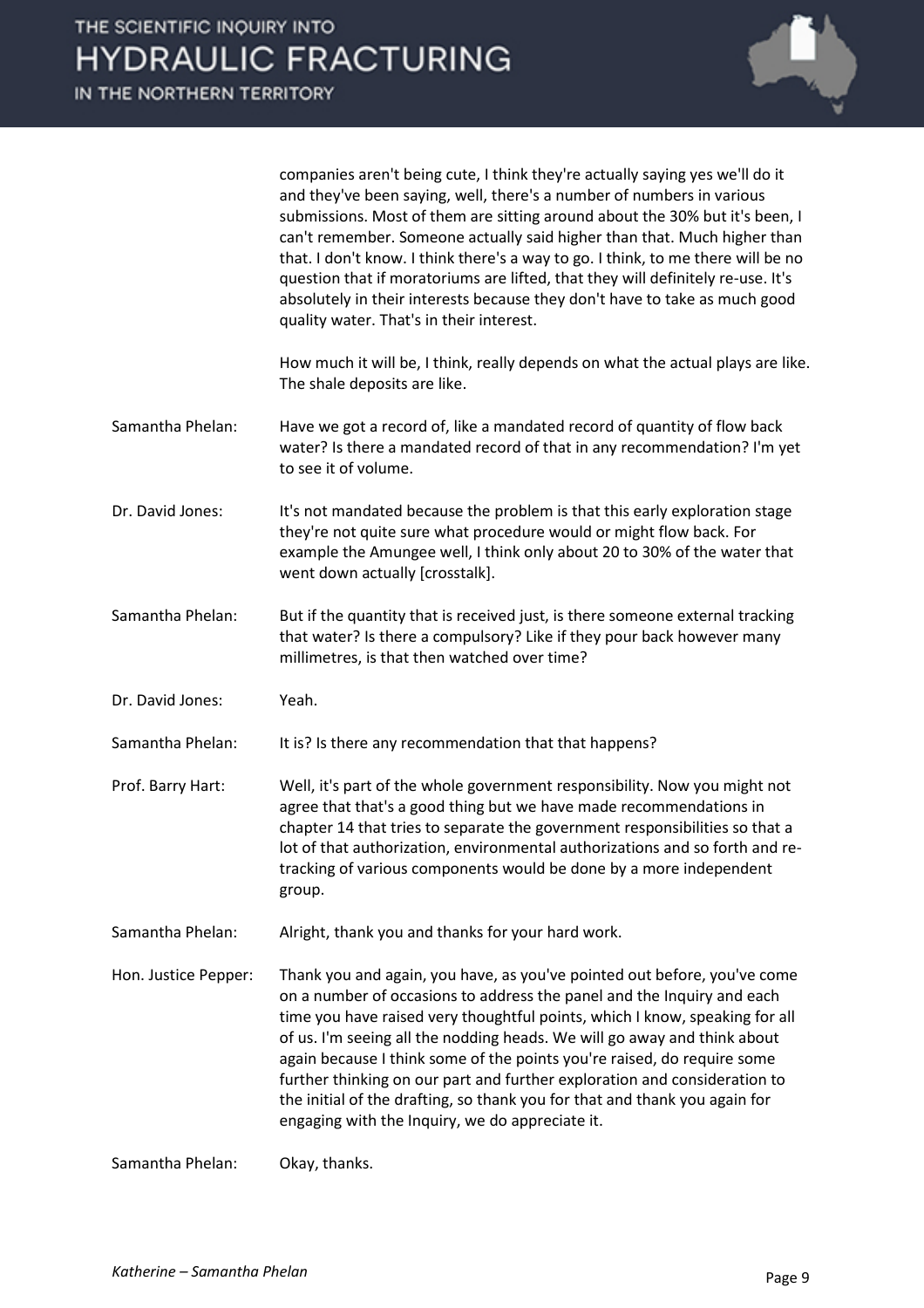companies aren't being cute, I think they're actually saying yes we'll do it and they've been saying, well, there's a number of numbers in various submissions. Most of them are sitting around about the 30% but it's been, I can't remember. Someone actually said higher than that. Much higher than that. I don't know. I think there's a way to go. I think, to me there will be no question that if moratoriums are lifted, that they will definitely re-use. It's absolutely in their interests because they don't have to take as much good quality water. That's in their interest.

How much it will be, I think, really depends on what the actual plays are like. The shale deposits are like.

**Samantha Phelan:** Have we got a record of, like a mandated record of quantity of flow back water? Is there a mandated record of that in any recommendation? I'm yet to see it of volume.

**Dr. David Jones:** It's not mandated because the problem is that this early exploration stage they're not quite sure what procedure would or might flow back. For example the Amungee well, I think only about 20 to 30% of the water that went down actually [crosstalk].

**Samantha Phelan:** But if the quantity that is received just, is there someone external tracking that water? Is there a compulsory? Like if they pour back however many millimetres, is that then watched over time?

**Dr. David Jones:** Yeah.

**Samantha Phelan:** It is? Is there any recommendation that that happens?

**Prof. Barry Hart:** Well, it's part of the whole government responsibility. Now you might not agree that that's a good thing but we have made recommendations in chapter 14 that tries to separate the government responsibilities so that a lot of that authorization, environmental authorizations and so forth and re-tracking of various components would be done by a more independent group.

**Samantha Phelan:** Alright, thank you and thanks for your hard work.

**Hon. Justice Pepper:** Thank you and again, you have, as you've pointed out before, you've come on a number of occasions to address the panel and the Inquiry and each time you have raised very thoughtful points, which I know, speaking for all of us. I'm seeing all the nodding heads. We will go away and think about again because I think some of the points you're raised, do require some further thinking on our part and further exploration and consideration to the initial of the drafting, so thank you for that and thank you again for engaging with the Inquiry, we do appreciate it.

**Samantha Phelan:** Okay, thanks.